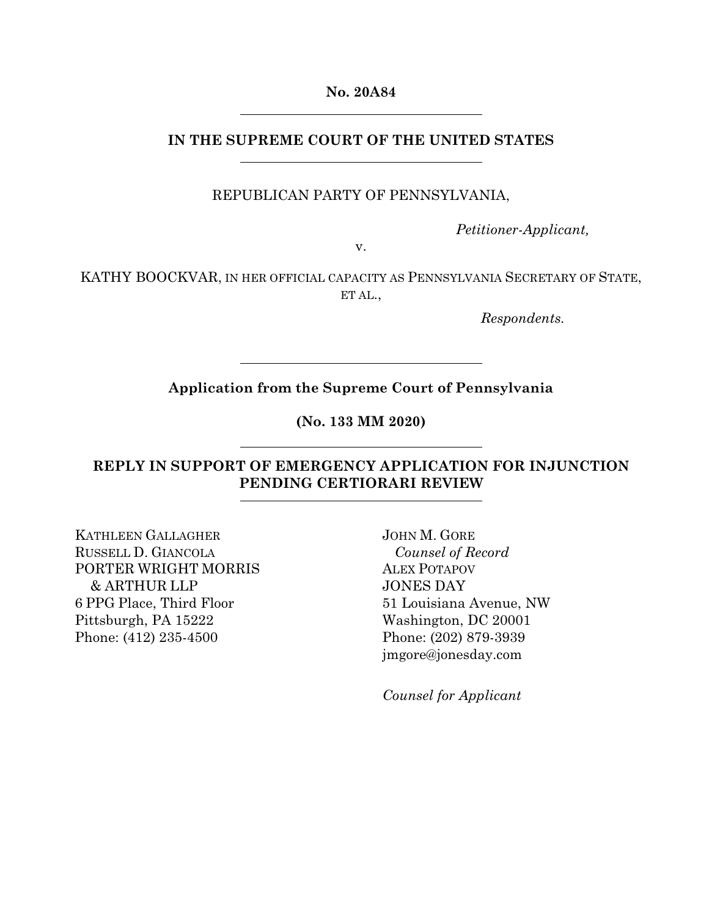**No. 20A84**

---

**IN THE SUPREME COURT OF THE UNITED STATES**

---

REPUBLICAN PARTY OF PENNSYLVANIA,

*Petitioner-Applicant,*

v.

KATHY BOOCKVAR, IN HER OFFICIAL CAPACITY AS PENNSYLVANIA SECRETARY OF STATE, ET AL.,

*Respondents.*

---

**Application from the Supreme Court of Pennsylvania**

**(No. 133 MM 2020)**

---

**REPLY IN SUPPORT OF EMERGENCY APPLICATION FOR INJUNCTION PENDING CERTIORARI REVIEW**

---

KATHLEEN GALLAGHER
RUSSELL D. GIANCOLA
PORTER WRIGHT MORRIS & ARTHUR LLP
6 PPG Place, Third Floor
Pittsburgh, PA 15222
Phone: (412) 235-4500

JOHN M. GORE
*Counsel of Record*
ALEX POTAPOV
JONES DAY
51 Louisiana Avenue, NW
Washington, DC 20001
Phone: (202) 879-3939
jmgore@jonesday.com

*Counsel for Applicant*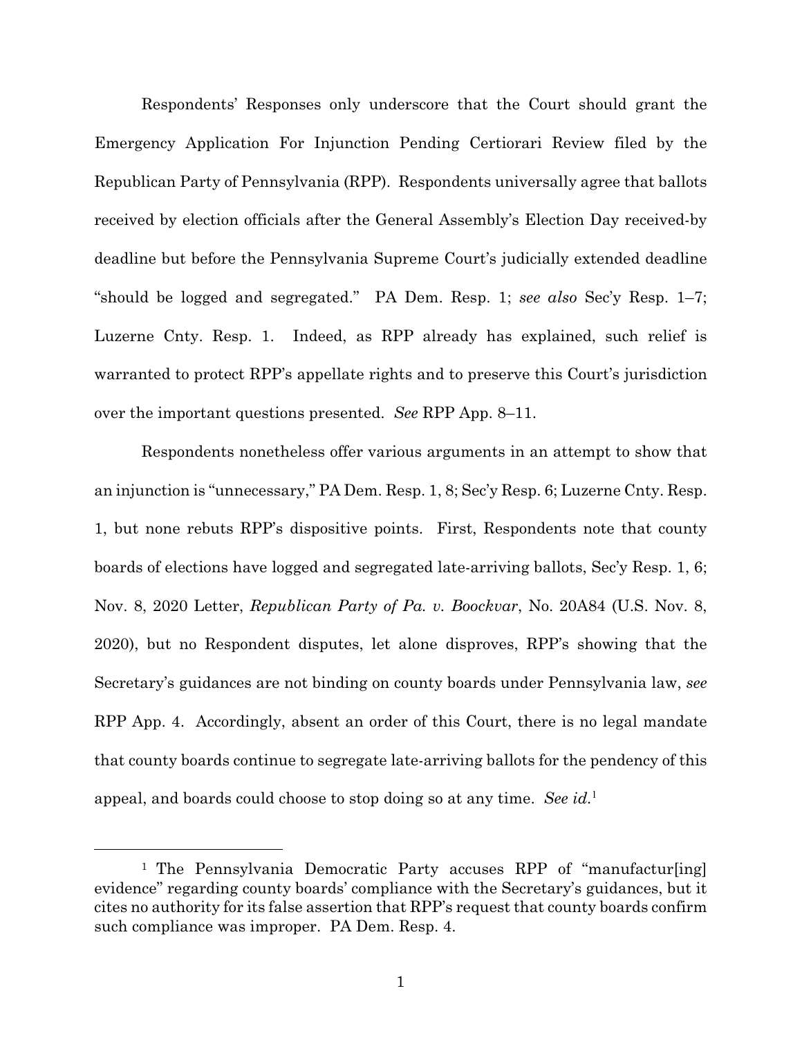Respondents' Responses only underscore that the Court should grant the Emergency Application For Injunction Pending Certiorari Review filed by the Republican Party of Pennsylvania (RPP). Respondents universally agree that ballots received by election officials after the General Assembly's Election Day received-by deadline but before the Pennsylvania Supreme Court's judicially extended deadline "should be logged and segregated." PA Dem. Resp. 1; *see also* Sec'y Resp. 1–7; Luzerne Cnty. Resp. 1. Indeed, as RPP already has explained, such relief is warranted to protect RPP's appellate rights and to preserve this Court's jurisdiction over the important questions presented. *See* RPP App. 8–11.

Respondents nonetheless offer various arguments in an attempt to show that an injunction is "unnecessary," PA Dem. Resp. 1, 8; Sec'y Resp. 6; Luzerne Cnty. Resp. 1, but none rebuts RPP's dispositive points. First, Respondents note that county boards of elections have logged and segregated late-arriving ballots, Sec'y Resp. 1, 6; Nov. 8, 2020 Letter, *Republican Party of Pa. v. Boockvar*, No. 20A84 (U.S. Nov. 8, 2020), but no Respondent disputes, let alone disproves, RPP's showing that the Secretary's guidances are not binding on county boards under Pennsylvania law, *see* RPP App. 4. Accordingly, absent an order of this Court, there is no legal mandate that county boards continue to segregate late-arriving ballots for the pendency of this appeal, and boards could choose to stop doing so at any time. *See id.*[1]

[1] The Pennsylvania Democratic Party accuses RPP of "manufactur[ing] evidence" regarding county boards' compliance with the Secretary's guidances, but it cites no authority for its false assertion that RPP's request that county boards confirm such compliance was improper. PA Dem. Resp. 4.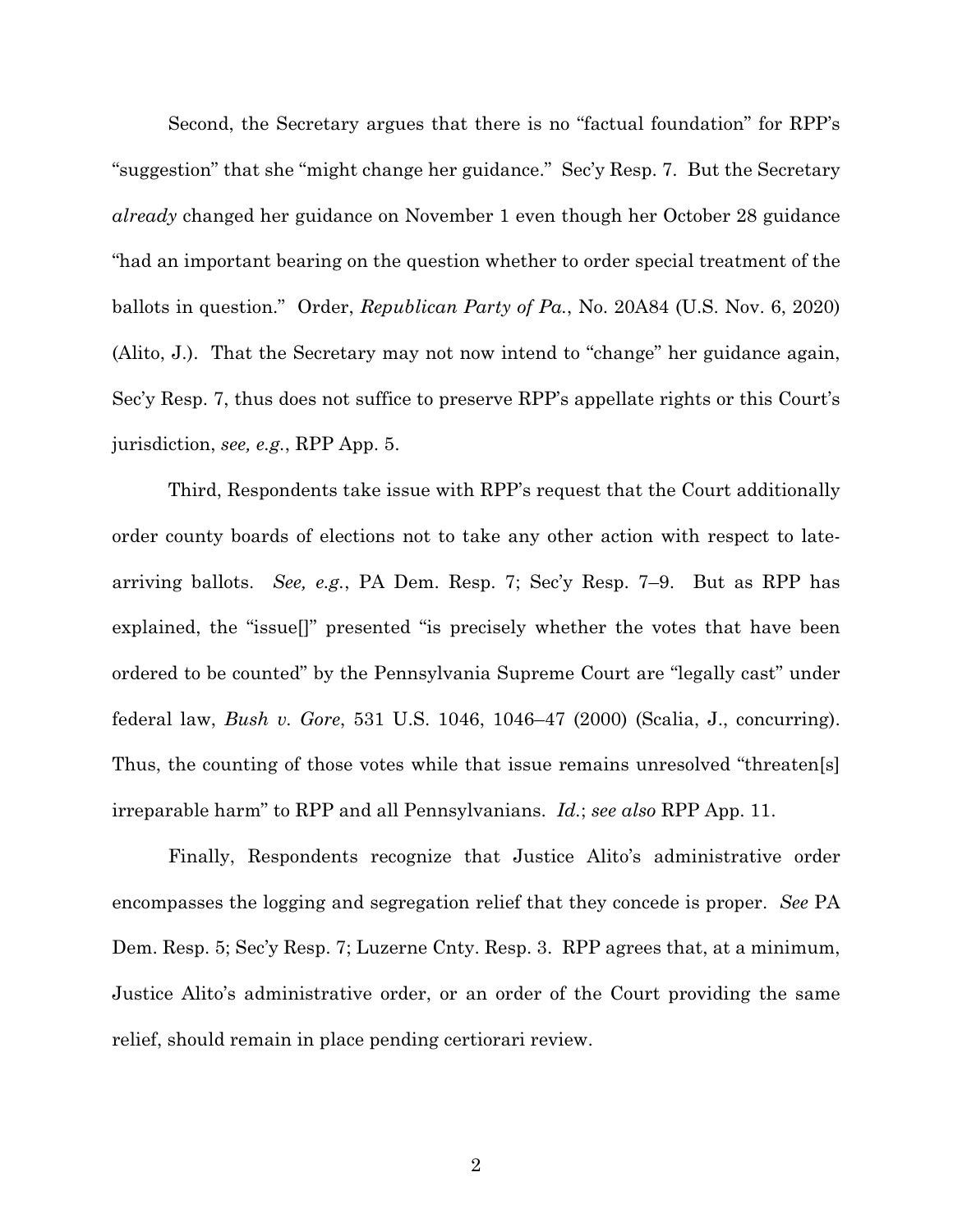Second, the Secretary argues that there is no "factual foundation" for RPP's "suggestion" that she "might change her guidance." Sec'y Resp. 7. But the Secretary *already* changed her guidance on November 1 even though her October 28 guidance "had an important bearing on the question whether to order special treatment of the ballots in question." Order, *Republican Party of Pa.*, No. 20A84 (U.S. Nov. 6, 2020) (Alito, J.). That the Secretary may not now intend to "change" her guidance again, Sec'y Resp. 7, thus does not suffice to preserve RPP's appellate rights or this Court's jurisdiction, *see, e.g.*, RPP App. 5.

Third, Respondents take issue with RPP's request that the Court additionally order county boards of elections not to take any other action with respect to late-arriving ballots. *See, e.g.*, PA Dem. Resp. 7; Sec'y Resp. 7–9. But as RPP has explained, the "issue[]" presented "is precisely whether the votes that have been ordered to be counted" by the Pennsylvania Supreme Court are "legally cast" under federal law, *Bush v. Gore*, 531 U.S. 1046, 1046–47 (2000) (Scalia, J., concurring). Thus, the counting of those votes while that issue remains unresolved "threaten[s] irreparable harm" to RPP and all Pennsylvanians. *Id.*; *see also* RPP App. 11.

Finally, Respondents recognize that Justice Alito's administrative order encompasses the logging and segregation relief that they concede is proper. *See* PA Dem. Resp. 5; Sec'y Resp. 7; Luzerne Cnty. Resp. 3. RPP agrees that, at a minimum, Justice Alito's administrative order, or an order of the Court providing the same relief, should remain in place pending certiorari review.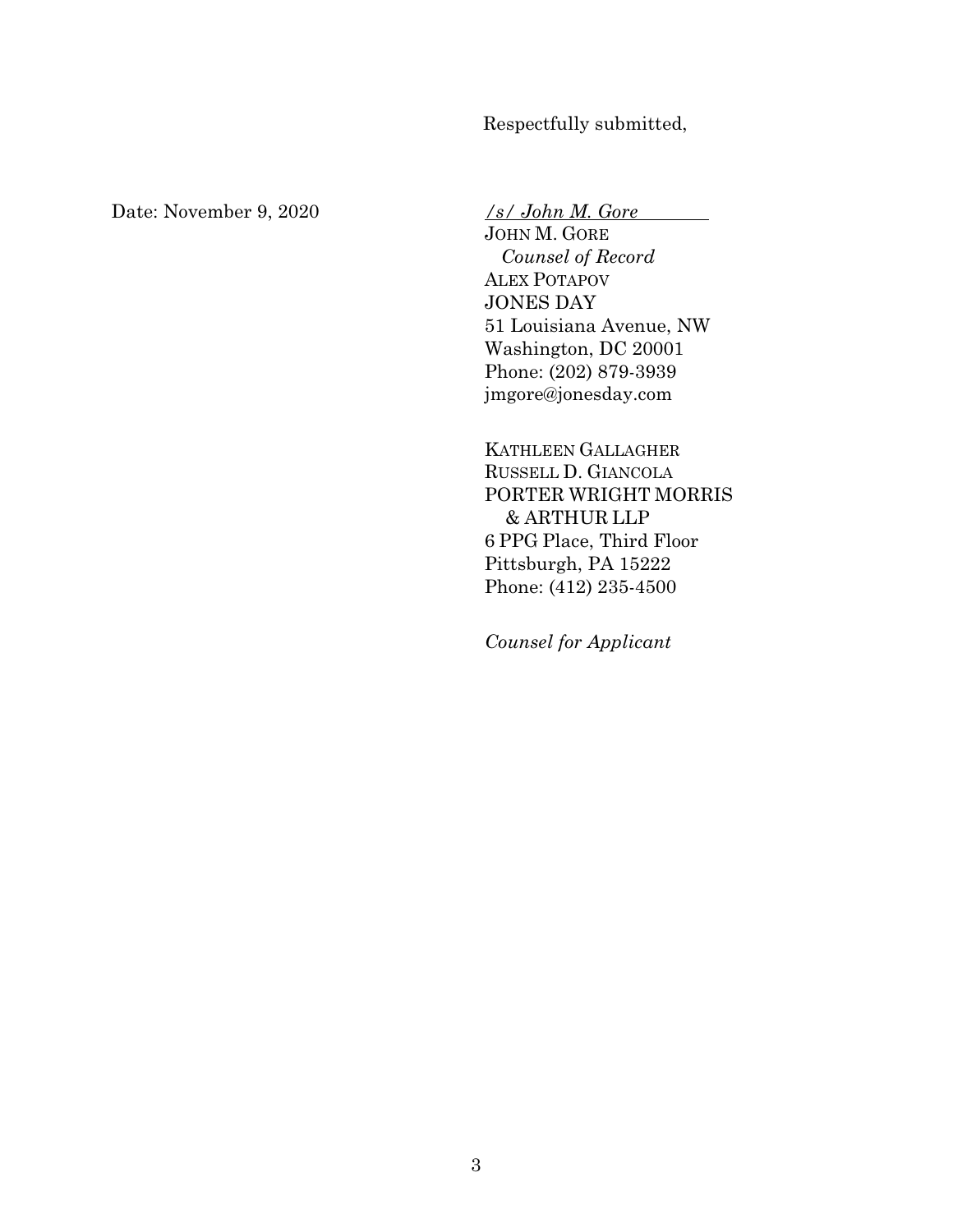Respectfully submitted,

Date: November 9, 2020

*/s/ John M. Gore*

JOHN M. GORE
*Counsel of Record*
ALEX POTAPOV
JONES DAY
51 Louisiana Avenue, NW
Washington, DC 20001
Phone: (202) 879-3939
jmgore@jonesday.com

KATHLEEN GALLAGHER
RUSSELL D. GIANCOLA
PORTER WRIGHT MORRIS & ARTHUR LLP
6 PPG Place, Third Floor
Pittsburgh, PA 15222
Phone: (412) 235-4500

*Counsel for Applicant*